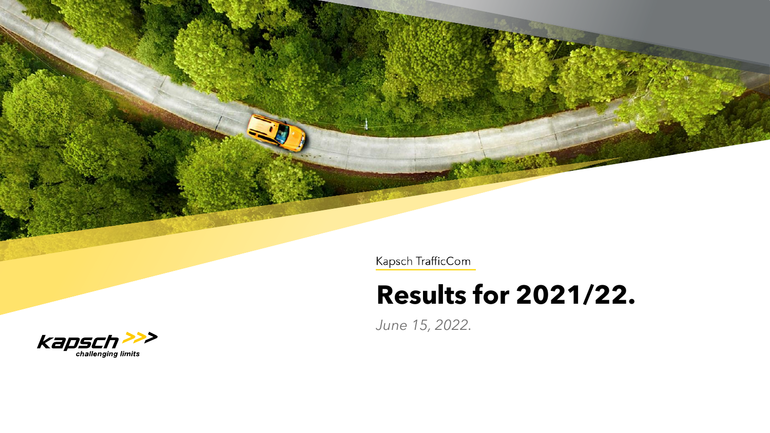Kapsch TrafficCom

# Results for 2021/22.

*June 15, 2022.*

kapsch >>>
challenging limits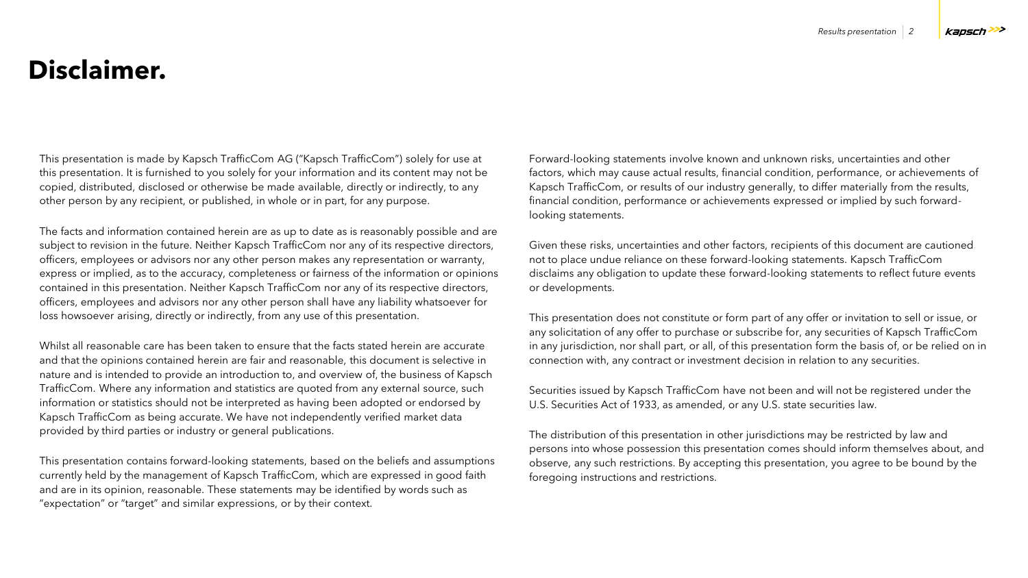# Disclaimer.

This presentation is made by Kapsch TrafficCom AG ("Kapsch TrafficCom") solely for use at this presentation. It is furnished to you solely for your information and its content may not be copied, distributed, disclosed or otherwise be made available, directly or indirectly, to any other person by any recipient, or published, in whole or in part, for any purpose.

The facts and information contained herein are as up to date as is reasonably possible and are subject to revision in the future. Neither Kapsch TrafficCom nor any of its respective directors, officers, employees or advisors nor any other person makes any representation or warranty, express or implied, as to the accuracy, completeness or fairness of the information or opinions contained in this presentation. Neither Kapsch TrafficCom nor any of its respective directors, officers, employees and advisors nor any other person shall have any liability whatsoever for loss howsoever arising, directly or indirectly, from any use of this presentation.

Whilst all reasonable care has been taken to ensure that the facts stated herein are accurate and that the opinions contained herein are fair and reasonable, this document is selective in nature and is intended to provide an introduction to, and overview of, the business of Kapsch TrafficCom. Where any information and statistics are quoted from any external source, such information or statistics should not be interpreted as having been adopted or endorsed by Kapsch TrafficCom as being accurate. We have not independently verified market data provided by third parties or industry or general publications.

This presentation contains forward-looking statements, based on the beliefs and assumptions currently held by the management of Kapsch TrafficCom, which are expressed in good faith and are in its opinion, reasonable. These statements may be identified by words such as "expectation" or "target" and similar expressions, or by their context.

Forward-looking statements involve known and unknown risks, uncertainties and other factors, which may cause actual results, financial condition, performance, or achievements of Kapsch TrafficCom, or results of our industry generally, to differ materially from the results, financial condition, performance or achievements expressed or implied by such forward-looking statements.

Given these risks, uncertainties and other factors, recipients of this document are cautioned not to place undue reliance on these forward-looking statements. Kapsch TrafficCom disclaims any obligation to update these forward-looking statements to reflect future events or developments.

This presentation does not constitute or form part of any offer or invitation to sell or issue, or any solicitation of any offer to purchase or subscribe for, any securities of Kapsch TrafficCom in any jurisdiction, nor shall part, or all, of this presentation form the basis of, or be relied on in connection with, any contract or investment decision in relation to any securities.

Securities issued by Kapsch TrafficCom have not been and will not be registered under the U.S. Securities Act of 1933, as amended, or any U.S. state securities law.

The distribution of this presentation in other jurisdictions may be restricted by law and persons into whose possession this presentation comes should inform themselves about, and observe, any such restrictions. By accepting this presentation, you agree to be bound by the foregoing instructions and restrictions.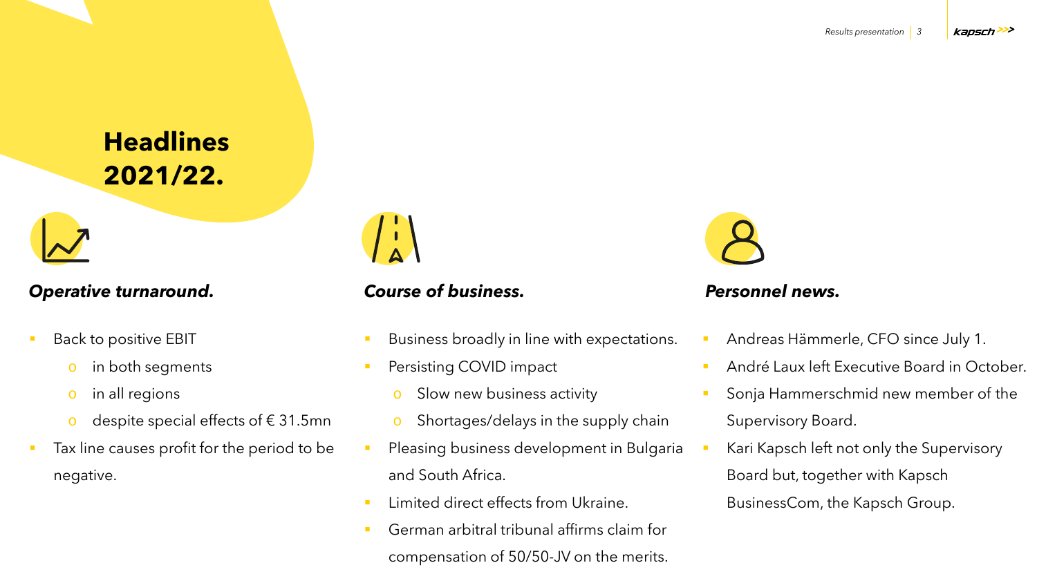# Headlines 2021/22.

### *Operative turnaround.*

- Back to positive EBIT
  - in both segments
  - in all regions
  - despite special effects of € 31.5mn
- Tax line causes profit for the period to be negative.

### *Course of business.*

- Business broadly in line with expectations.
- Persisting COVID impact
  - Slow new business activity
  - Shortages/delays in the supply chain
- Pleasing business development in Bulgaria and South Africa.
- Limited direct effects from Ukraine.
- German arbitral tribunal affirms claim for compensation of 50/50-JV on the merits.

### *Personnel news.*

- Andreas Hämmerle, CFO since July 1.
- André Laux left Executive Board in October.
- Sonja Hammerschmid new member of the Supervisory Board.
- Kari Kapsch left not only the Supervisory Board but, together with Kapsch BusinessCom, the Kapsch Group.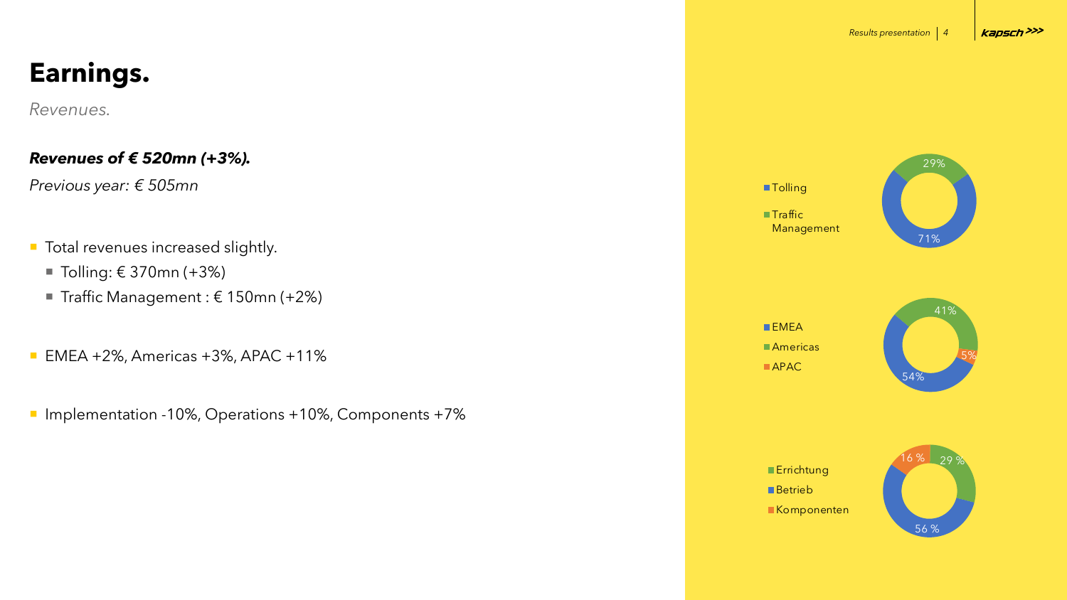# Earnings.

*Revenues.*

***Revenues of € 520mn (+3%).***

*Previous year: € 505mn*

- Total revenues increased slightly.
  - Tolling: € 370mn (+3%)
  - Traffic Management : € 150mn (+2%)

- EMEA +2%, Americas +3%, APAC +11%

- Implementation -10%, Operations +10%, Components +7%

Tolling 71%
Traffic Management 29%

EMEA 54%
Americas 41%
APAC 5%

Errichtung 29 %
Betrieb 56 %
Komponenten 16 %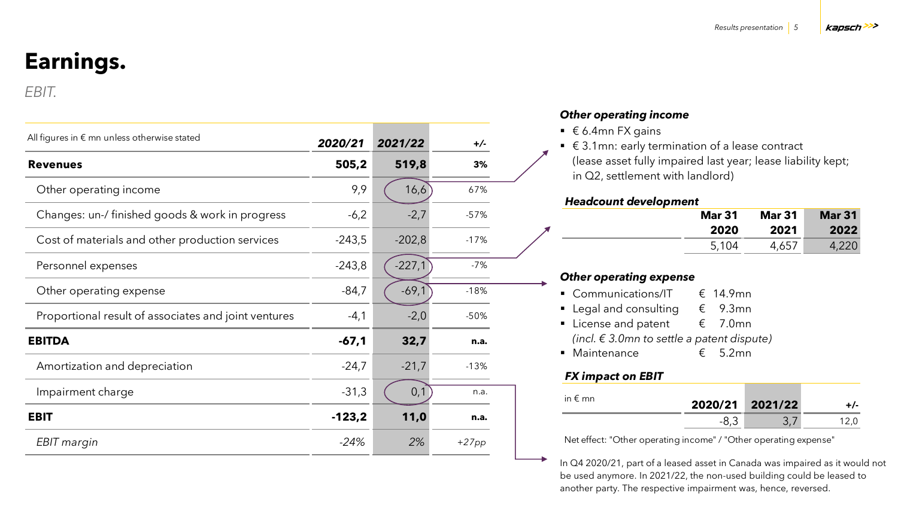# Earnings.

*EBIT.*

| All figures in € mn unless otherwise stated | *2020/21* | *2021/22* | *+/-* |
|---|---|---|---|
| **Revenues** | **505,2** | **519,8** | **3%** |
| Other operating income | 9,9 | 16,6 | 67% |
| Changes: un-/ finished goods & work in progress | -6,2 | -2,7 | -57% |
| Cost of materials and other production services | -243,5 | -202,8 | -17% |
| Personnel expenses | -243,8 | -227,1 | -7% |
| Other operating expense | -84,7 | -69,1 | -18% |
| Proportional result of associates and joint ventures | -4,1 | -2,0 | -50% |
| **EBITDA** | **-67,1** | **32,7** | **n.a.** |
| Amortization and depreciation | -24,7 | -21,7 | -13% |
| Impairment charge | -31,3 | 0,1 | n.a. |
| **EBIT** | **-123,2** | **11,0** | **n.a.** |
| *EBIT margin* | *-24%* | *2%* | *+27pp* |

### *Other operating income*

- € 6.4mn FX gains
- € 3.1mn: early termination of a lease contract (lease asset fully impaired last year; lease liability kept; in Q2, settlement with landlord)

### *Headcount development*

| | Mar 31 2020 | Mar 31 2021 | Mar 31 2022 |
|---|---|---|---|
| | 5,104 | 4,657 | 4,220 |

### *Other operating expense*

- Communications/IT € 14.9mn
- Legal and consulting € 9.3mn
- License and patent € 7.0mn
  *(incl. € 3.0mn to settle a patent dispute)*
- Maintenance € 5.2mn

### *FX impact on EBIT*

| in € mn | 2020/21 | 2021/22 | +/- |
|---|---|---|---|
| | -8,3 | 3,7 | 12,0 |

Net effect: "Other operating income" / "Other operating expense"

In Q4 2020/21, part of a leased asset in Canada was impaired as it would not be used anymore. In 2021/22, the non-used building could be leased to another party. The respective impairment was, hence, reversed.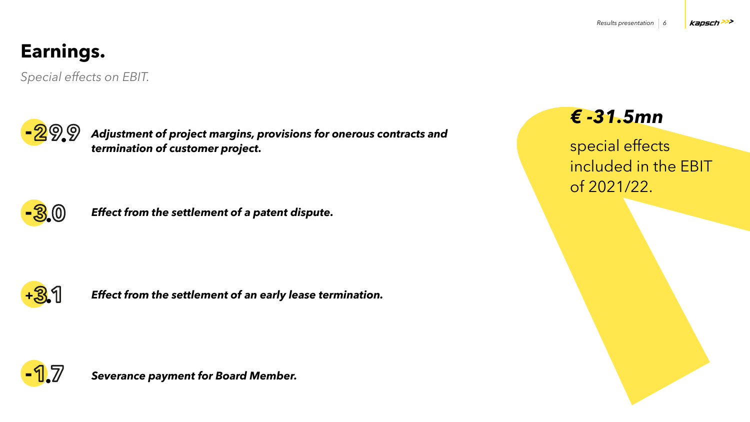# Earnings.

*Special effects on EBIT.*

**-29.9** ***Adjustment of project margins, provisions for onerous contracts and termination of customer project.***

**-3.0** ***Effect from the settlement of a patent dispute.***

**+3.1** ***Effect from the settlement of an early lease termination.***

**-1.7** ***Severance payment for Board Member.***

***€ -31.5mn***

special effects included in the EBIT of 2021/22.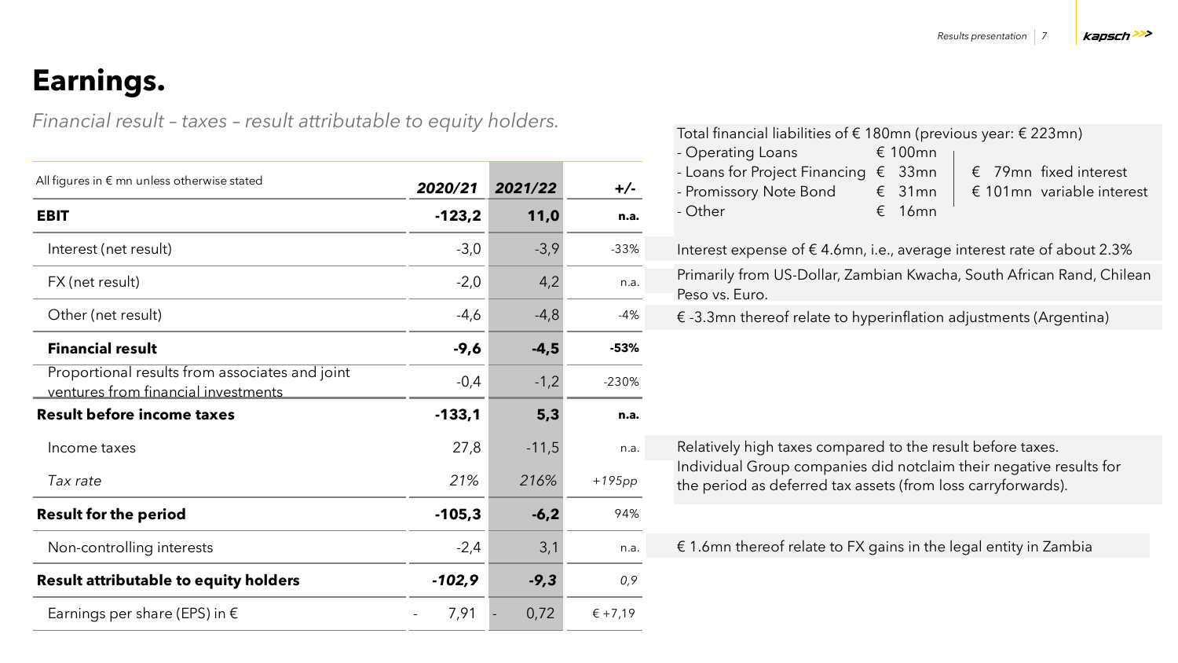# Earnings.

*Financial result – taxes – result attributable to equity holders.*

| All figures in € mn unless otherwise stated | *2020/21* | *2021/22* | *+/-* |
|---|---|---|---|
| **EBIT** | **-123,2** | **11,0** | **n.a.** |
| Interest (net result) | -3,0 | -3,9 | -33% |
| FX (net result) | -2,0 | 4,2 | n.a. |
| Other (net result) | -4,6 | -4,8 | -4% |
| **Financial result** | **-9,6** | **-4,5** | **-53%** |
| Proportional results from associates and joint ventures from financial investments | -0,4 | -1,2 | -230% |
| **Result before income taxes** | **-133,1** | **5,3** | **n.a.** |
| Income taxes | 27,8 | -11,5 | n.a. |
| *Tax rate* | *21%* | *216%* | *+195pp* |
| **Result for the period** | **-105,3** | **-6,2** | 94% |
| Non-controlling interests | -2,4 | 3,1 | n.a. |
| **Result attributable to equity holders** | ***-102,9*** | ***-9,3*** | *0,9* |
| Earnings per share (EPS) in € | - 7,91 | - 0,72 | € +7,19 |

Total financial liabilities of € 180mn (previous year: € 223mn)

- Operating Loans € 100mn
- Loans for Project Financing € 33mn
- Promissory Note Bond € 31mn
- Other € 16mn

€ 79mn fixed interest
€ 101mn variable interest

Interest expense of € 4.6mn, i.e., average interest rate of about 2.3%

Primarily from US-Dollar, Zambian Kwacha, South African Rand, Chilean Peso vs. Euro.

€ -3.3mn thereof relate to hyperinflation adjustments (Argentina)

Relatively high taxes compared to the result before taxes. Individual Group companies did notclaim their negative results for the period as deferred tax assets (from loss carryforwards).

€ 1.6mn thereof relate to FX gains in the legal entity in Zambia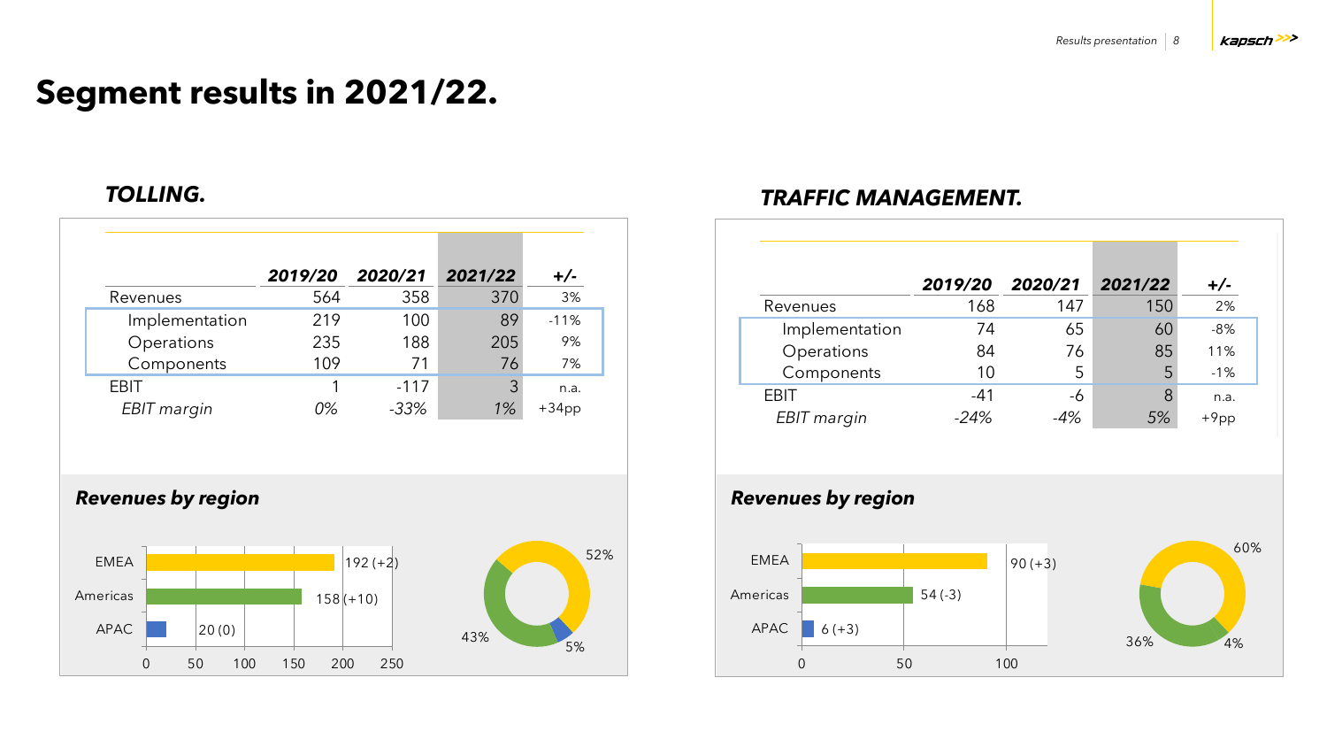# Segment results in 2021/22.

## TOLLING.

| | *2019/20* | *2020/21* | *2021/22* | *+/-* |
|---|---|---|---|---|
| Revenues | 564 | 358 | 370 | 3% |
| Implementation | 219 | 100 | 89 | -11% |
| Operations | 235 | 188 | 205 | 9% |
| Components | 109 | 71 | 76 | 7% |
| EBIT | 1 | -117 | 3 | n.a. |
| *EBIT margin* | *0%* | *-33%* | *1%* | +34pp |

### Revenues by region

| Region | Revenues |
|---|---|
| EMEA | 192 (+2) |
| Americas | 158 (+10) |
| APAC | 20 (0) |

EMEA 52%, Americas 43%, APAC 5%

## TRAFFIC MANAGEMENT.

| | *2019/20* | *2020/21* | *2021/22* | *+/-* |
|---|---|---|---|---|
| Revenues | 168 | 147 | 150 | 2% |
| Implementation | 74 | 65 | 60 | -8% |
| Operations | 84 | 76 | 85 | 11% |
| Components | 10 | 5 | 5 | -1% |
| EBIT | -41 | -6 | 8 | n.a. |
| *EBIT margin* | *-24%* | *-4%* | *5%* | +9pp |

### Revenues by region

| Region | Revenues |
|---|---|
| EMEA | 90 (+3) |
| Americas | 54 (-3) |
| APAC | 6 (+3) |

EMEA 60%, Americas 36%, APAC 4%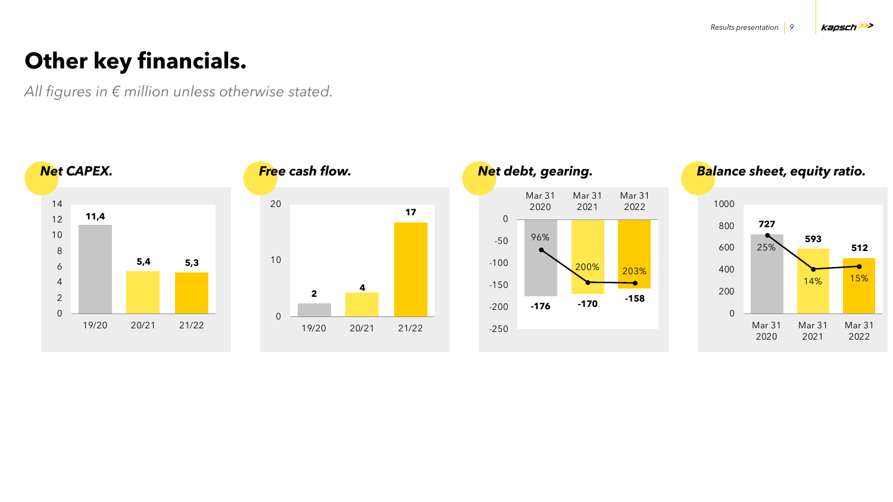# Other key financials.

*All figures in € million unless otherwise stated.*

### *Net CAPEX.*

| | 19/20 | 20/21 | 21/22 |
|---|---|---|---|
| Net CAPEX | 11,4 | 5,4 | 5,3 |

### *Free cash flow.*

| | 19/20 | 20/21 | 21/22 |
|---|---|---|---|
| Free cash flow | 2 | 4 | 17 |

### *Net debt, gearing.*

| | Mar 31 2020 | Mar 31 2021 | Mar 31 2022 |
|---|---|---|---|
| Net debt | -176 | -170 | -158 |
| Gearing | 96% | 200% | 203% |

### *Balance sheet, equity ratio.*

| | Mar 31 2020 | Mar 31 2021 | Mar 31 2022 |
|---|---|---|---|
| Balance sheet | 727 | 593 | 512 |
| Equity ratio | 25% | 14% | 15% |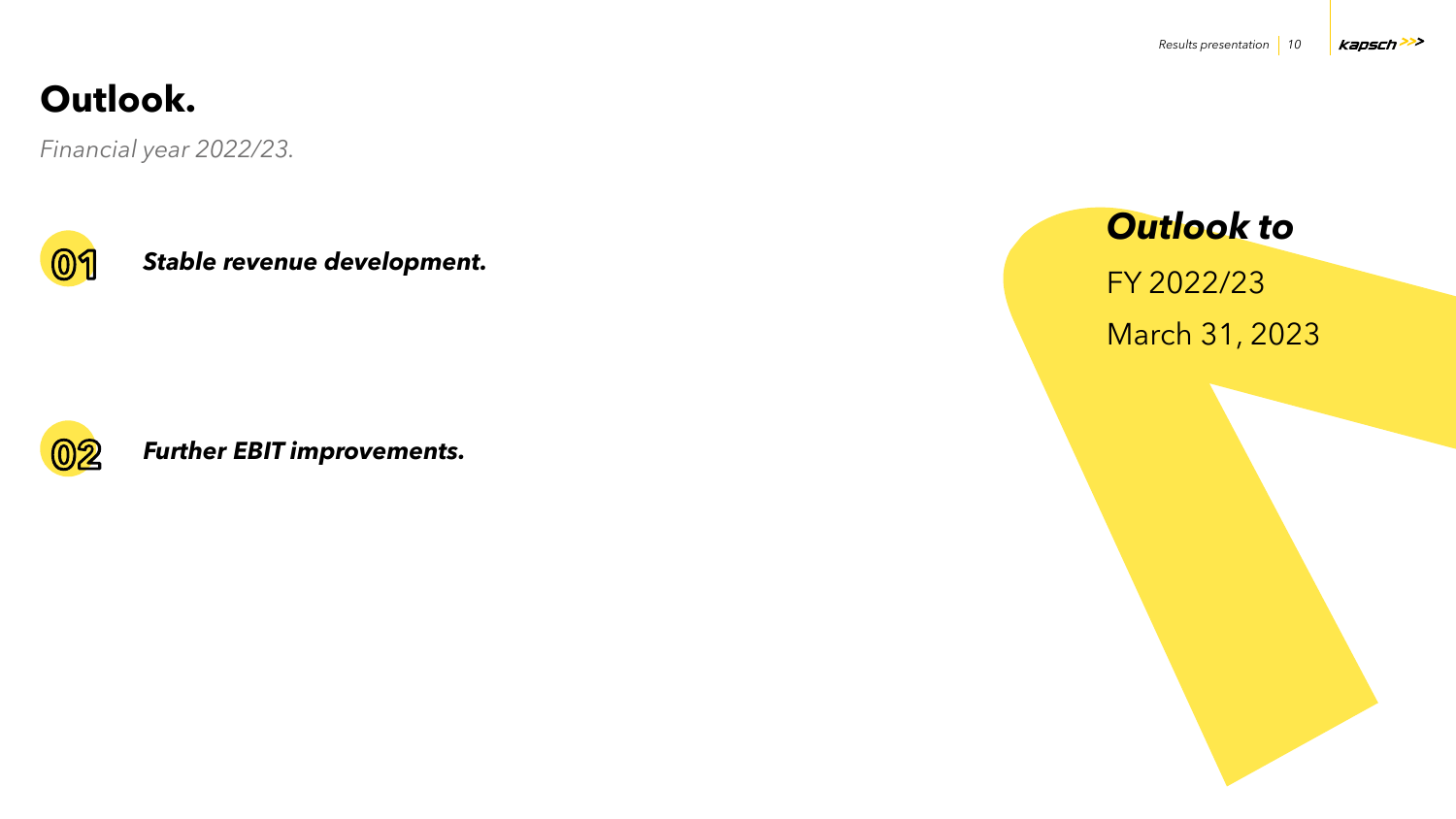# Outlook.

*Financial year 2022/23.*

01 ***Stable revenue development.***

02 ***Further EBIT improvements.***

***Outlook to***

FY 2022/23

March 31, 2023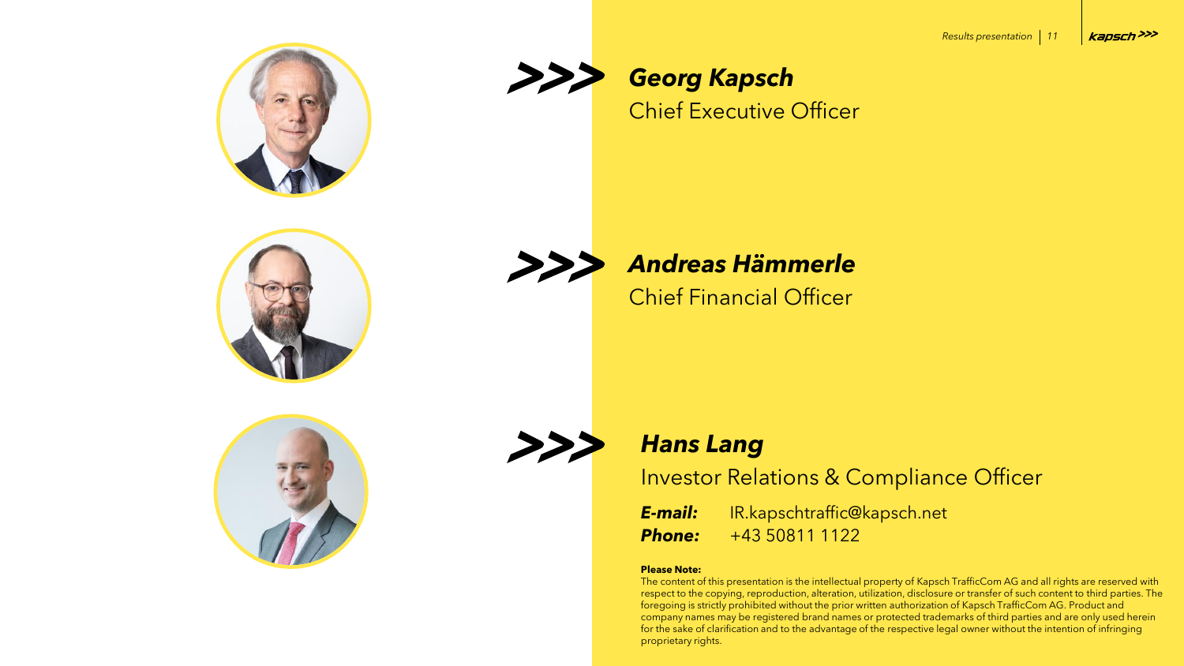**Georg Kapsch**
Chief Executive Officer

**Andreas Hämmerle**
Chief Financial Officer

**Hans Lang**
Investor Relations & Compliance Officer

***E-mail:*** IR.kapschtraffic@kapsch.net
***Phone:*** +43 50811 1122

**Please Note:**
The content of this presentation is the intellectual property of Kapsch TrafficCom AG and all rights are reserved with respect to the copying, reproduction, alteration, utilization, disclosure or transfer of such content to third parties. The foregoing is strictly prohibited without the prior written authorization of Kapsch TrafficCom AG. Product and company names may be registered brand names or protected trademarks of third parties and are only used herein for the sake of clarification and to the advantage of the respective legal owner without the intention of infringing proprietary rights.